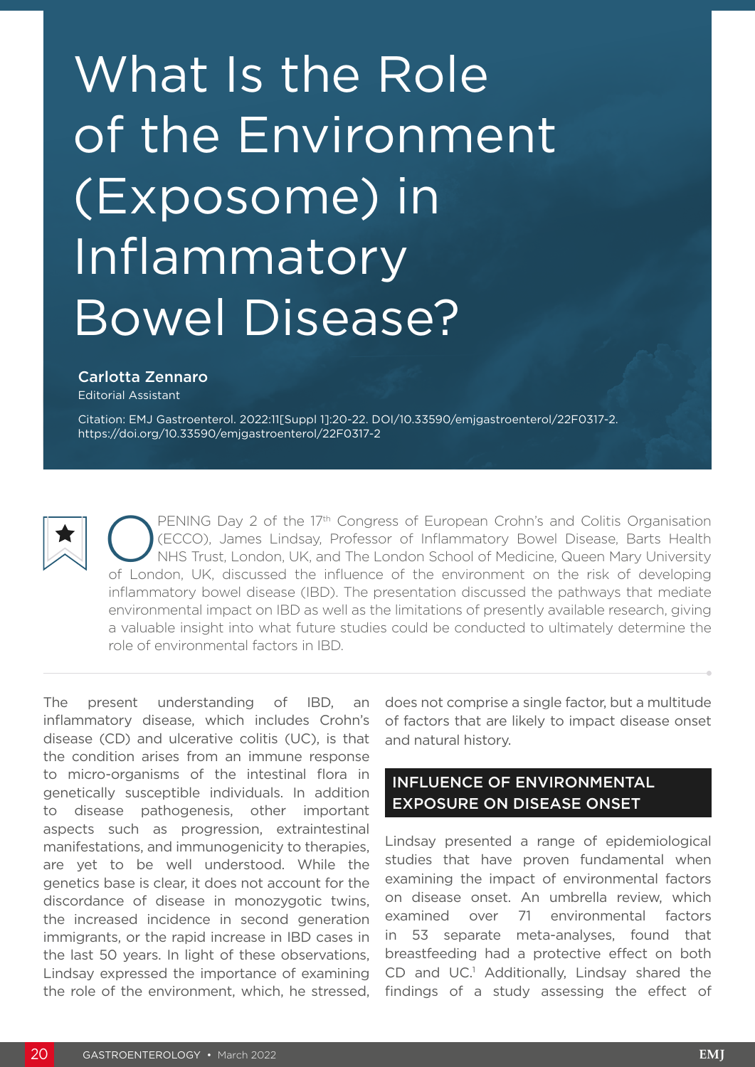# What Is the Role of the Environment (Exposome) in Inflammatory Bowel Disease?

**Carlotta Zennaro**
Editorial Assistant

Citation: EMJ Gastroenterol. 2022:11[Suppl 1]:20-22. DOI/10.33590/emjgastroenterol/22F0317-2. https://doi.org/10.33590/emjgastroenterol/22F0317-2

OPENING Day 2 of the 17th Congress of European Crohn's and Colitis Organisation (ECCO), James Lindsay, Professor of Inflammatory Bowel Disease, Barts Health NHS Trust, London, UK, and The London School of Medicine, Queen Mary University of London, UK, discussed the influence of the environment on the risk of developing inflammatory bowel disease (IBD). The presentation discussed the pathways that mediate environmental impact on IBD as well as the limitations of presently available research, giving a valuable insight into what future studies could be conducted to ultimately determine the role of environmental factors in IBD.

The present understanding of IBD, an inflammatory disease, which includes Crohn's disease (CD) and ulcerative colitis (UC), is that the condition arises from an immune response to micro-organisms of the intestinal flora in genetically susceptible individuals. In addition to disease pathogenesis, other important aspects such as progression, extraintestinal manifestations, and immunogenicity to therapies, are yet to be well understood. While the genetics base is clear, it does not account for the discordance of disease in monozygotic twins, the increased incidence in second generation immigrants, or the rapid increase in IBD cases in the last 50 years. In light of these observations, Lindsay expressed the importance of examining the role of the environment, which, he stressed, does not comprise a single factor, but a multitude of factors that are likely to impact disease onset and natural history.

## INFLUENCE OF ENVIRONMENTAL EXPOSURE ON DISEASE ONSET

Lindsay presented a range of epidemiological studies that have proven fundamental when examining the impact of environmental factors on disease onset. An umbrella review, which examined over 71 environmental factors in 53 separate meta-analyses, found that breastfeeding had a protective effect on both CD and UC.[1] Additionally, Lindsay shared the findings of a study assessing the effect of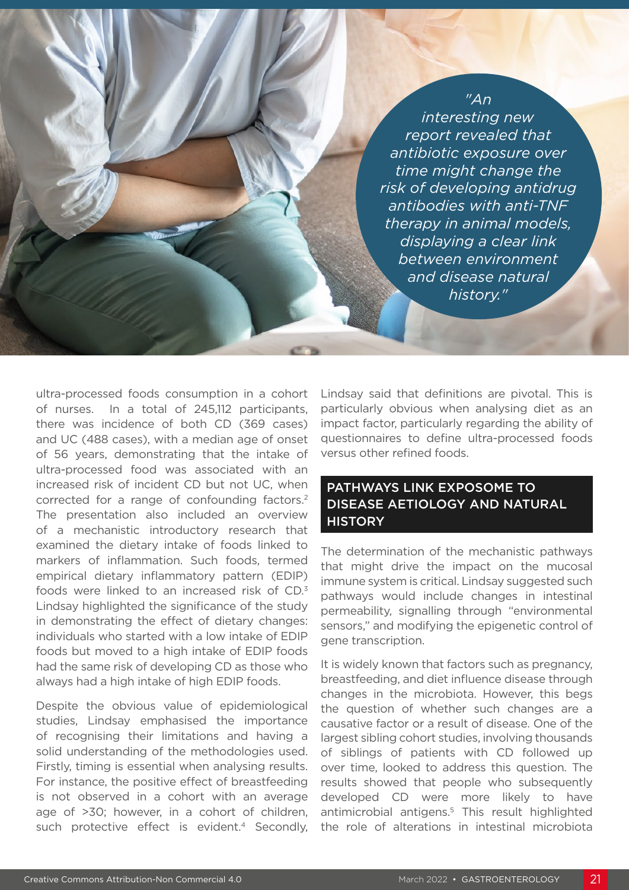> "An interesting new report revealed that antibiotic exposure over time might change the risk of developing antidrug antibodies with anti-TNF therapy in animal models, displaying a clear link between environment and disease natural history."

ultra-processed foods consumption in a cohort of nurses. In a total of 245,112 participants, there was incidence of both CD (369 cases) and UC (488 cases), with a median age of onset of 56 years, demonstrating that the intake of ultra-processed food was associated with an increased risk of incident CD but not UC, when corrected for a range of confounding factors.[2] The presentation also included an overview of a mechanistic introductory research that examined the dietary intake of foods linked to markers of inflammation. Such foods, termed empirical dietary inflammatory pattern (EDIP) foods were linked to an increased risk of CD.[3] Lindsay highlighted the significance of the study in demonstrating the effect of dietary changes: individuals who started with a low intake of EDIP foods but moved to a high intake of EDIP foods had the same risk of developing CD as those who always had a high intake of high EDIP foods.

Despite the obvious value of epidemiological studies, Lindsay emphasised the importance of recognising their limitations and having a solid understanding of the methodologies used. Firstly, timing is essential when analysing results. For instance, the positive effect of breastfeeding is not observed in a cohort with an average age of >30; however, in a cohort of children, such protective effect is evident.[4] Secondly, Lindsay said that definitions are pivotal. This is particularly obvious when analysing diet as an impact factor, particularly regarding the ability of questionnaires to define ultra-processed foods versus other refined foods.

## PATHWAYS LINK EXPOSOME TO DISEASE AETIOLOGY AND NATURAL HISTORY

The determination of the mechanistic pathways that might drive the impact on the mucosal immune system is critical. Lindsay suggested such pathways would include changes in intestinal permeability, signalling through "environmental sensors," and modifying the epigenetic control of gene transcription.

It is widely known that factors such as pregnancy, breastfeeding, and diet influence disease through changes in the microbiota. However, this begs the question of whether such changes are a causative factor or a result of disease. One of the largest sibling cohort studies, involving thousands of siblings of patients with CD followed up over time, looked to address this question. The results showed that people who subsequently developed CD were more likely to have antimicrobial antigens.[5] This result highlighted the role of alterations in intestinal microbiota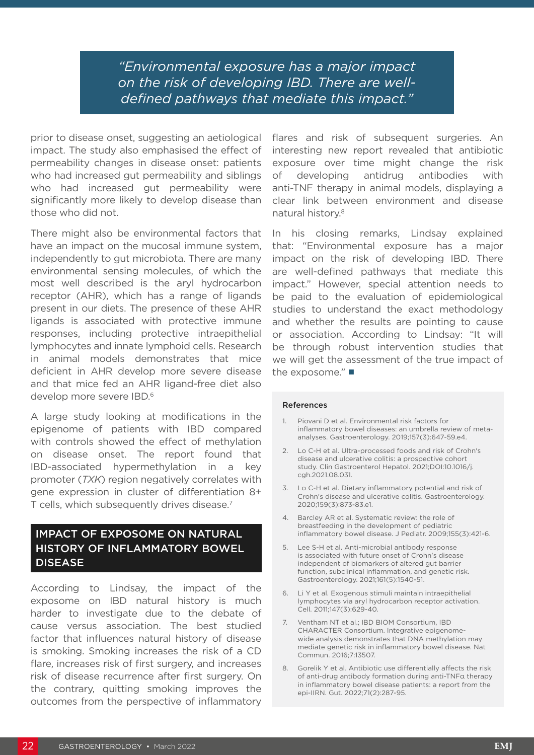> *"Environmental exposure has a major impact on the risk of developing IBD. There are well-defined pathways that mediate this impact."*

prior to disease onset, suggesting an aetiological impact. The study also emphasised the effect of permeability changes in disease onset: patients who had increased gut permeability and siblings who had increased gut permeability were significantly more likely to develop disease than those who did not.

There might also be environmental factors that have an impact on the mucosal immune system, independently to gut microbiota. There are many environmental sensing molecules, of which the most well described is the aryl hydrocarbon receptor (AHR), which has a range of ligands present in our diets. The presence of these AHR ligands is associated with protective immune responses, including protective intraepithelial lymphocytes and innate lymphoid cells. Research in animal models demonstrates that mice deficient in AHR develop more severe disease and that mice fed an AHR ligand-free diet also develop more severe IBD.[6]

A large study looking at modifications in the epigenome of patients with IBD compared with controls showed the effect of methylation on disease onset. The report found that IBD-associated hypermethylation in a key promoter (*TXK*) region negatively correlates with gene expression in cluster of differentiation 8+ T cells, which subsequently drives disease.[7]

## IMPACT OF EXPOSOME ON NATURAL HISTORY OF INFLAMMATORY BOWEL DISEASE

According to Lindsay, the impact of the exposome on IBD natural history is much harder to investigate due to the debate of cause versus association. The best studied factor that influences natural history of disease is smoking. Smoking increases the risk of a CD flare, increases risk of first surgery, and increases risk of disease recurrence after first surgery. On the contrary, quitting smoking improves the outcomes from the perspective of inflammatory flares and risk of subsequent surgeries. An interesting new report revealed that antibiotic exposure over time might change the risk of developing antidrug antibodies with anti-TNF therapy in animal models, displaying a clear link between environment and disease natural history.[8]

In his closing remarks, Lindsay explained that: "Environmental exposure has a major impact on the risk of developing IBD. There are well-defined pathways that mediate this impact." However, special attention needs to be paid to the evaluation of epidemiological studies to understand the exact methodology and whether the results are pointing to cause or association. According to Lindsay: "It will be through robust intervention studies that we will get the assessment of the true impact of the exposome." ■

### References

1. Piovani D et al. Environmental risk factors for inflammatory bowel diseases: an umbrella review of meta-analyses. Gastroenterology. 2019;157(3):647-59.e4.
2. Lo C-H et al. Ultra-processed foods and risk of Crohn's disease and ulcerative colitis: a prospective cohort study. Clin Gastroenterol Hepatol. 2021;DOI:10.1016/j.cgh.2021.08.031.
3. Lo C-H et al. Dietary inflammatory potential and risk of Crohn's disease and ulcerative colitis. Gastroenterology. 2020;159(3):873-83.e1.
4. Barcley AR et al. Systematic review: the role of breastfeeding in the development of pediatric inflammatory bowel disease. J Pediatr. 2009;155(3):421-6.
5. Lee S-H et al. Anti-microbial antibody response is associated with future onset of Crohn's disease independent of biomarkers of altered gut barrier function, subclinical inflammation, and genetic risk. Gastroenterology. 2021;161(5):1540-51.
6. Li Y et al. Exogenous stimuli maintain intraepithelial lymphocytes via aryl hydrocarbon receptor activation. Cell. 2011;147(3):629-40.
7. Ventham NT et al.; IBD BIOM Consortium, IBD CHARACTER Consortium. Integrative epigenome-wide analysis demonstrates that DNA methylation may mediate genetic risk in inflammatory bowel disease. Nat Commun. 2016;7:13507.
8. Gorelik Y et al. Antibiotic use differentially affects the risk of anti-drug antibody formation during anti-TNFα therapy in inflammatory bowel disease patients: a report from the epi-IIRN. Gut. 2022;71(2):287-95.